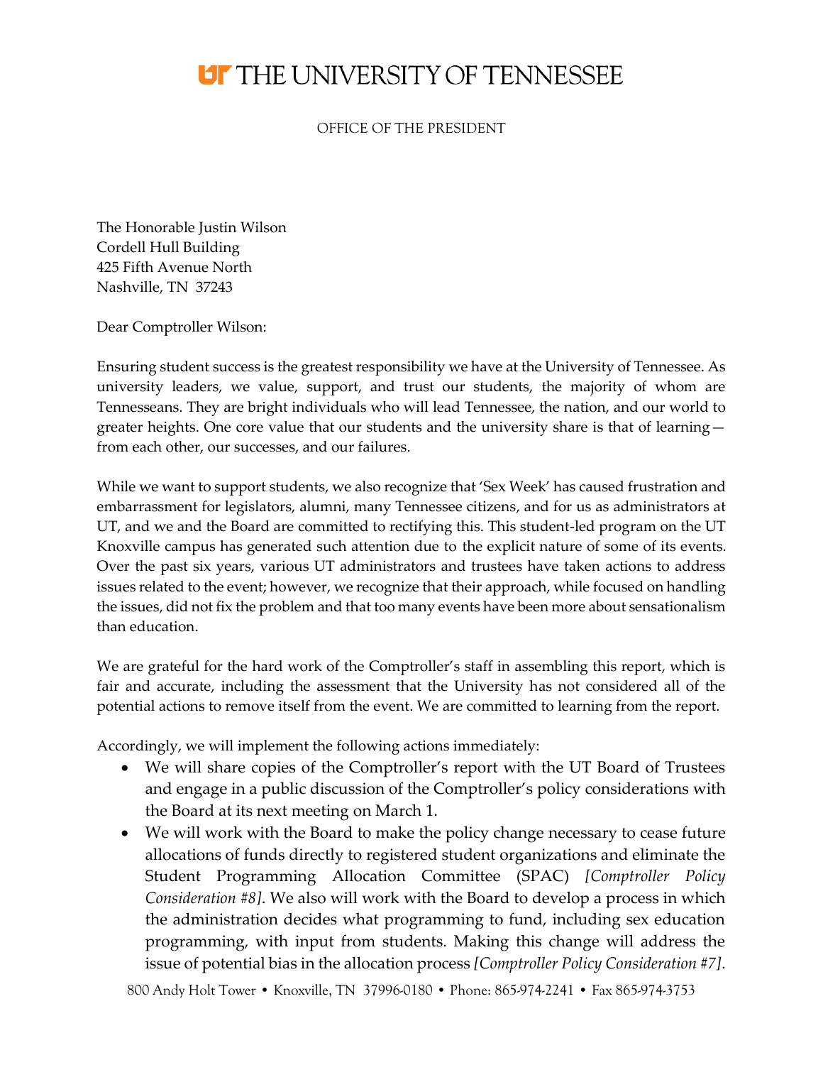# THE UNIVERSITY OF TENNESSEE

OFFICE OF THE PRESIDENT

The Honorable Justin Wilson
Cordell Hull Building
425 Fifth Avenue North
Nashville, TN 37243

Dear Comptroller Wilson:

Ensuring student success is the greatest responsibility we have at the University of Tennessee. As university leaders, we value, support, and trust our students, the majority of whom are Tennesseans. They are bright individuals who will lead Tennessee, the nation, and our world to greater heights. One core value that our students and the university share is that of learning—from each other, our successes, and our failures.

While we want to support students, we also recognize that 'Sex Week' has caused frustration and embarrassment for legislators, alumni, many Tennessee citizens, and for us as administrators at UT, and we and the Board are committed to rectifying this. This student-led program on the UT Knoxville campus has generated such attention due to the explicit nature of some of its events. Over the past six years, various UT administrators and trustees have taken actions to address issues related to the event; however, we recognize that their approach, while focused on handling the issues, did not fix the problem and that too many events have been more about sensationalism than education.

We are grateful for the hard work of the Comptroller's staff in assembling this report, which is fair and accurate, including the assessment that the University has not considered all of the potential actions to remove itself from the event. We are committed to learning from the report.

Accordingly, we will implement the following actions immediately:

- We will share copies of the Comptroller's report with the UT Board of Trustees and engage in a public discussion of the Comptroller's policy considerations with the Board at its next meeting on March 1.
- We will work with the Board to make the policy change necessary to cease future allocations of funds directly to registered student organizations and eliminate the Student Programming Allocation Committee (SPAC) *[Comptroller Policy Consideration #8]*. We also will work with the Board to develop a process in which the administration decides what programming to fund, including sex education programming, with input from students. Making this change will address the issue of potential bias in the allocation process *[Comptroller Policy Consideration #7]*.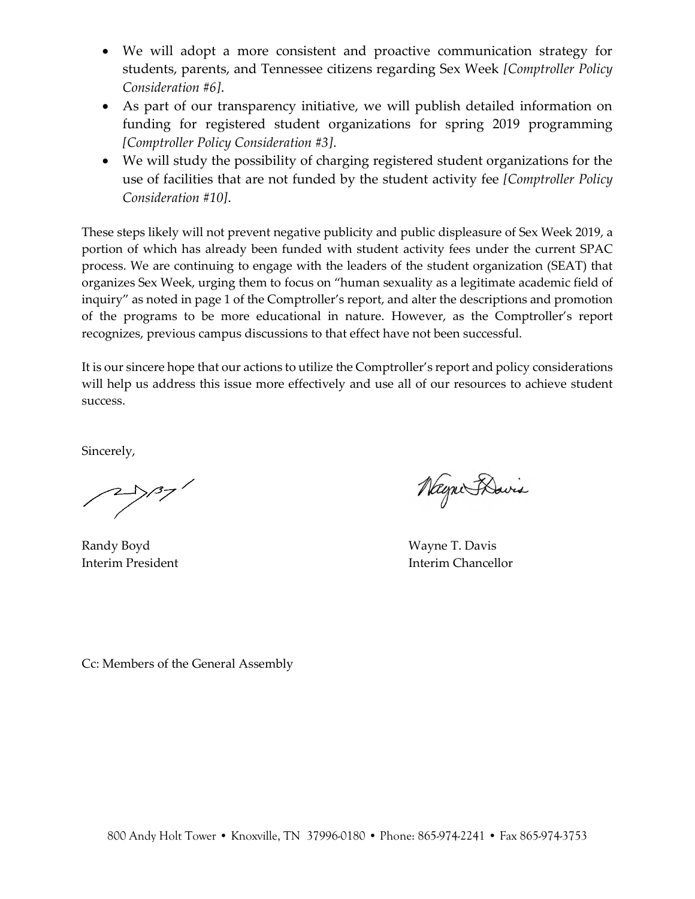- We will adopt a more consistent and proactive communication strategy for students, parents, and Tennessee citizens regarding Sex Week *[Comptroller Policy Consideration #6]*.
- As part of our transparency initiative, we will publish detailed information on funding for registered student organizations for spring 2019 programming *[Comptroller Policy Consideration #3]*.
- We will study the possibility of charging registered student organizations for the use of facilities that are not funded by the student activity fee *[Comptroller Policy Consideration #10]*.

These steps likely will not prevent negative publicity and public displeasure of Sex Week 2019, a portion of which has already been funded with student activity fees under the current SPAC process. We are continuing to engage with the leaders of the student organization (SEAT) that organizes Sex Week, urging them to focus on "human sexuality as a legitimate academic field of inquiry" as noted in page 1 of the Comptroller's report, and alter the descriptions and promotion of the programs to be more educational in nature. However, as the Comptroller's report recognizes, previous campus discussions to that effect have not been successful.

It is our sincere hope that our actions to utilize the Comptroller's report and policy considerations will help us address this issue more effectively and use all of our resources to achieve student success.

Sincerely,

Randy Boyd
Interim President

Wayne T. Davis
Interim Chancellor

Cc: Members of the General Assembly

800 Andy Holt Tower • Knoxville, TN 37996-0180 • Phone: 865-974-2241 • Fax 865-974-3753